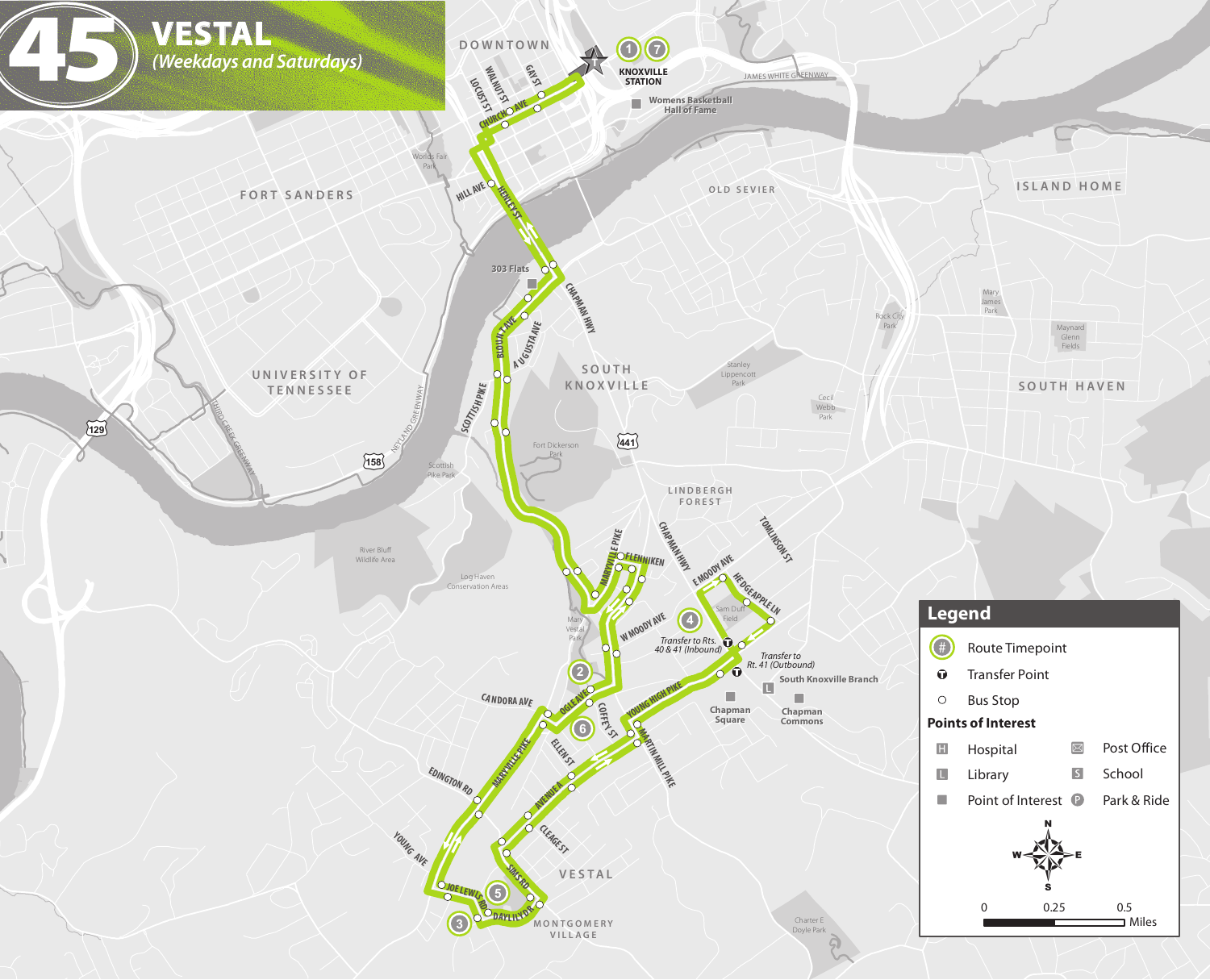# 45 VESTAL

*(Weekdays and Saturdays)*

DOWNTOWN

KNOXVILLE STATION

Womens Basketball Hall of Fame

JAMES WHITE GREENWAY

FORT SANDERS

World's Fair Park

OLD SEVIER

ISLAND HOME

303 Flats

UNIVERSITY OF TENNESSEE

SOUTH KNOXVILLE

Stanley Lippencott Park

Rock City Park

Mary James Park

Maynard Glenn Fields

Cecil Webb Park

SOUTH HAVEN

Fort Dickerson Park

Scottish Pike Park

River Bluff Wildlife Area

Log Haven Conservation Areas

LINDBERGH FOREST

Mary Vestal Park

Sam Duff Field

Transfer to Rts. 40 & 41 (Inbound)

Transfer to Rt. 41 (Outbound)

South Knoxville Branch

Chapman Square

Chapman Commons

VESTAL

MONTGOMERY VILLAGE

Charter E Doyle Park

## Legend

- Route Timepoint
- Transfer Point
- Bus Stop

**Points of Interest**

| | |
|---|---|
| Hospital | Post Office |
| Library | School |
| Point of Interest | Park & Ride |

0 0.25 0.5 Miles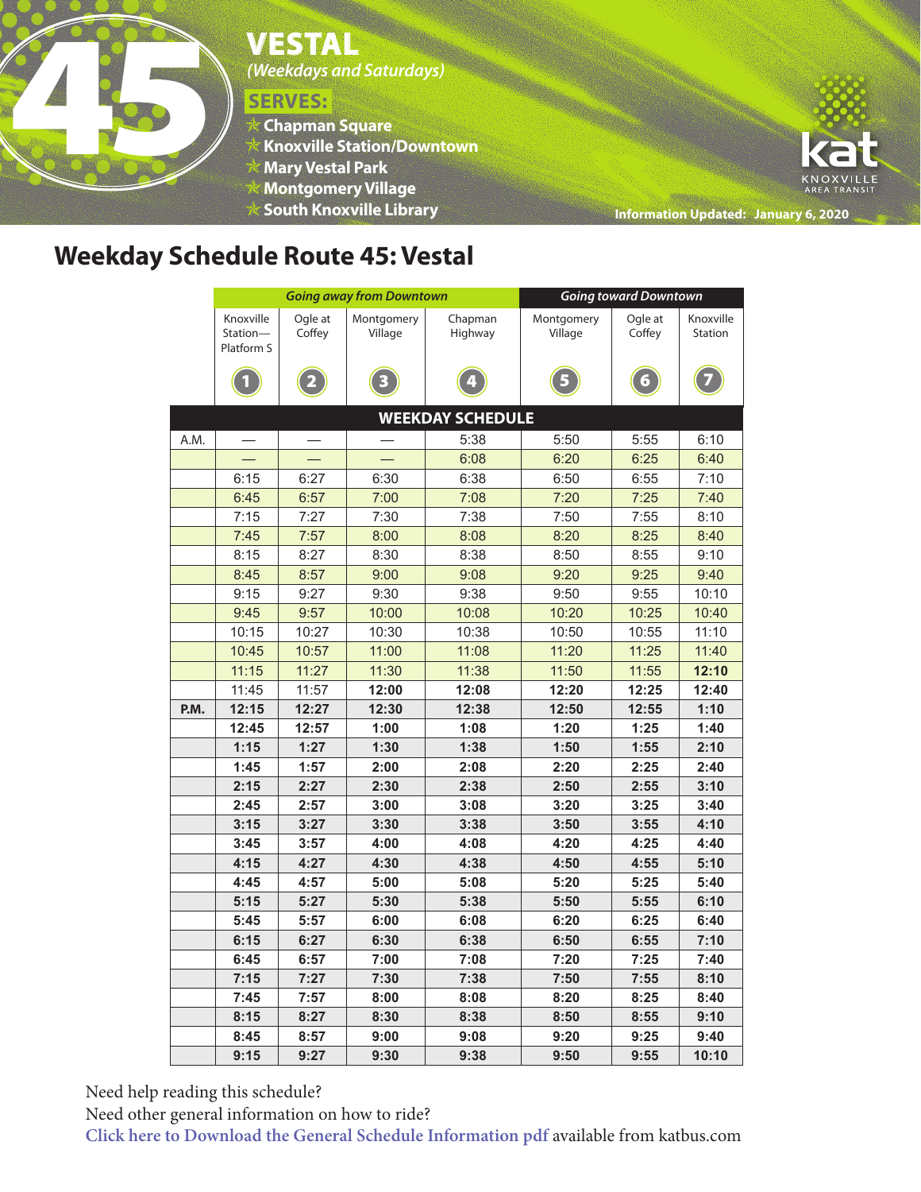# 45 VESTAL

*(Weekdays and Saturdays)*

**SERVES:**

- Chapman Square
- Knoxville Station/Downtown
- Mary Vestal Park
- Montgomery Village
- South Knoxville Library

kat KNOXVILLE AREA TRANSIT

Information Updated: January 6, 2020

## Weekday Schedule Route 45: Vestal

| | *Going away from Downtown* | | | | *Going toward Downtown* | | |
|---|---|---|---|---|---|---|---|
| | Knoxville Station—Platform S | Ogle at Coffey | Montgomery Village | Chapman Highway | Montgomery Village | Ogle at Coffey | Knoxville Station |
| | 1 | 2 | 3 | 4 | 5 | 6 | 7 |
| **WEEKDAY SCHEDULE** | | | | | | | |
| A.M. | — | — | — | 5:38 | 5:50 | 5:55 | 6:10 |
| | — | — | — | 6:08 | 6:20 | 6:25 | 6:40 |
| | 6:15 | 6:27 | 6:30 | 6:38 | 6:50 | 6:55 | 7:10 |
| | 6:45 | 6:57 | 7:00 | 7:08 | 7:20 | 7:25 | 7:40 |
| | 7:15 | 7:27 | 7:30 | 7:38 | 7:50 | 7:55 | 8:10 |
| | 7:45 | 7:57 | 8:00 | 8:08 | 8:20 | 8:25 | 8:40 |
| | 8:15 | 8:27 | 8:30 | 8:38 | 8:50 | 8:55 | 9:10 |
| | 8:45 | 8:57 | 9:00 | 9:08 | 9:20 | 9:25 | 9:40 |
| | 9:15 | 9:27 | 9:30 | 9:38 | 9:50 | 9:55 | 10:10 |
| | 9:45 | 9:57 | 10:00 | 10:08 | 10:20 | 10:25 | 10:40 |
| | 10:15 | 10:27 | 10:30 | 10:38 | 10:50 | 10:55 | 11:10 |
| | 10:45 | 10:57 | 11:00 | 11:08 | 11:20 | 11:25 | 11:40 |
| | 11:15 | 11:27 | 11:30 | 11:38 | 11:50 | 11:55 | **12:10** |
| | 11:45 | 11:57 | **12:00** | **12:08** | **12:20** | **12:25** | **12:40** |
| **P.M.** | **12:15** | **12:27** | **12:30** | **12:38** | **12:50** | **12:55** | **1:10** |
| | **12:45** | **12:57** | **1:00** | **1:08** | **1:20** | **1:25** | **1:40** |
| | **1:15** | **1:27** | **1:30** | **1:38** | **1:50** | **1:55** | **2:10** |
| | **1:45** | **1:57** | **2:00** | **2:08** | **2:20** | **2:25** | **2:40** |
| | **2:15** | **2:27** | **2:30** | **2:38** | **2:50** | **2:55** | **3:10** |
| | **2:45** | **2:57** | **3:00** | **3:08** | **3:20** | **3:25** | **3:40** |
| | **3:15** | **3:27** | **3:30** | **3:38** | **3:50** | **3:55** | **4:10** |
| | **3:45** | **3:57** | **4:00** | **4:08** | **4:20** | **4:25** | **4:40** |
| | **4:15** | **4:27** | **4:30** | **4:38** | **4:50** | **4:55** | **5:10** |
| | **4:45** | **4:57** | **5:00** | **5:08** | **5:20** | **5:25** | **5:40** |
| | **5:15** | **5:27** | **5:30** | **5:38** | **5:50** | **5:55** | **6:10** |
| | **5:45** | **5:57** | **6:00** | **6:08** | **6:20** | **6:25** | **6:40** |
| | **6:15** | **6:27** | **6:30** | **6:38** | **6:50** | **6:55** | **7:10** |
| | **6:45** | **6:57** | **7:00** | **7:08** | **7:20** | **7:25** | **7:40** |
| | **7:15** | **7:27** | **7:30** | **7:38** | **7:50** | **7:55** | **8:10** |
| | **7:45** | **7:57** | **8:00** | **8:08** | **8:20** | **8:25** | **8:40** |
| | **8:15** | **8:27** | **8:30** | **8:38** | **8:50** | **8:55** | **9:10** |
| | **8:45** | **8:57** | **9:00** | **9:08** | **9:20** | **9:25** | **9:40** |
| | **9:15** | **9:27** | **9:30** | **9:38** | **9:50** | **9:55** | **10:10** |

Need help reading this schedule?
Need other general information on how to ride?
Click here to Download the General Schedule Information pdf available from katbus.com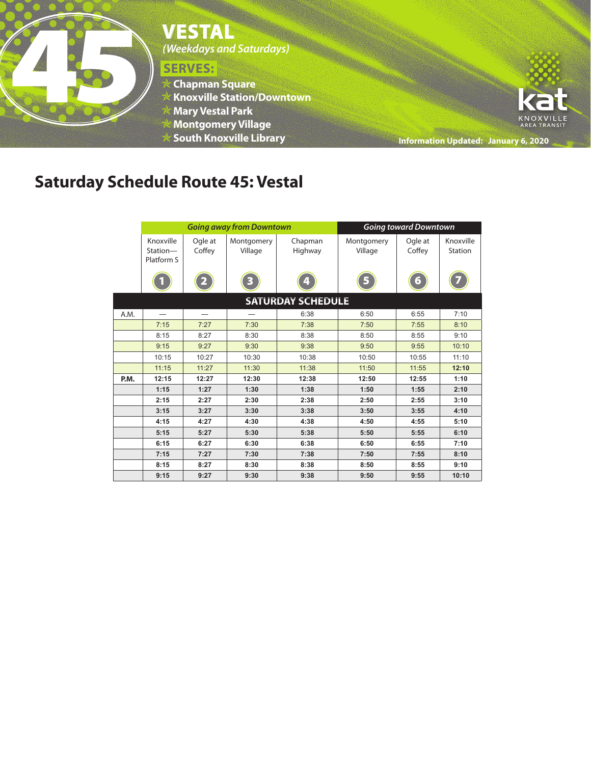# 45 VESTAL

*(Weekdays and Saturdays)*

**SERVES:**

- Chapman Square
- Knoxville Station/Downtown
- Mary Vestal Park
- Montgomery Village
- South Knoxville Library

kat KNOXVILLE AREA TRANSIT

**Information Updated: January 6, 2020**

## Saturday Schedule Route 45: Vestal

| | Going away from Downtown | | | | Going toward Downtown | | |
|---|---|---|---|---|---|---|---|
| | Knoxville Station—Platform S (1) | Ogle at Coffey (2) | Montgomery Village (3) | Chapman Highway (4) | Montgomery Village (5) | Ogle at Coffey (6) | Knoxville Station (7) |
| **SATURDAY SCHEDULE** | | | | | | | |
| A.M. | — | — | — | 6:38 | 6:50 | 6:55 | 7:10 |
| | 7:15 | 7:27 | 7:30 | 7:38 | 7:50 | 7:55 | 8:10 |
| | 8:15 | 8:27 | 8:30 | 8:38 | 8:50 | 8:55 | 9:10 |
| | 9:15 | 9:27 | 9:30 | 9:38 | 9:50 | 9:55 | 10:10 |
| | 10:15 | 10:27 | 10:30 | 10:38 | 10:50 | 10:55 | 11:10 |
| | 11:15 | 11:27 | 11:30 | 11:38 | 11:50 | 11:55 | **12:10** |
| **P.M.** | **12:15** | **12:27** | **12:30** | **12:38** | **12:50** | **12:55** | **1:10** |
| | **1:15** | **1:27** | **1:30** | **1:38** | **1:50** | **1:55** | **2:10** |
| | **2:15** | **2:27** | **2:30** | **2:38** | **2:50** | **2:55** | **3:10** |
| | **3:15** | **3:27** | **3:30** | **3:38** | **3:50** | **3:55** | **4:10** |
| | **4:15** | **4:27** | **4:30** | **4:38** | **4:50** | **4:55** | **5:10** |
| | **5:15** | **5:27** | **5:30** | **5:38** | **5:50** | **5:55** | **6:10** |
| | **6:15** | **6:27** | **6:30** | **6:38** | **6:50** | **6:55** | **7:10** |
| | **7:15** | **7:27** | **7:30** | **7:38** | **7:50** | **7:55** | **8:10** |
| | **8:15** | **8:27** | **8:30** | **8:38** | **8:50** | **8:55** | **9:10** |
| | **9:15** | **9:27** | **9:30** | **9:38** | **9:50** | **9:55** | **10:10** |